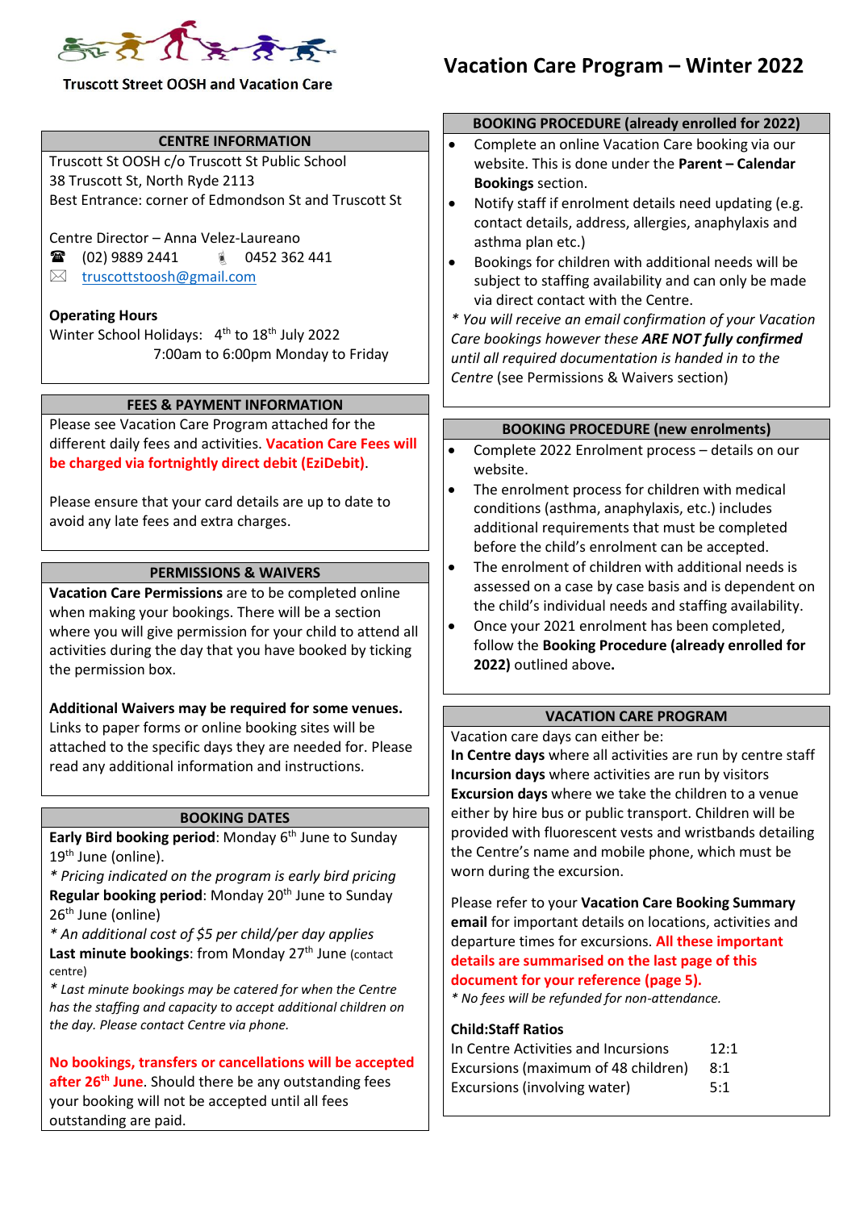Truscott Street OOSH and Vacation Care

# Vacation Care Program – Winter 2022

## CENTRE INFORMATION

Truscott St OOSH c/o Truscott St Public School
38 Truscott St, North Ryde 2113
Best Entrance: corner of Edmondson St and Truscott St

Centre Director – Anna Velez-Laureano
☎ (02) 9889 2441    0452 362 441
✉ truscottstoosh@gmail.com

**Operating Hours**
Winter School Holidays: 4th to 18th July 2022
7:00am to 6:00pm Monday to Friday

## FEES & PAYMENT INFORMATION

Please see Vacation Care Program attached for the different daily fees and activities. **Vacation Care Fees will be charged via fortnightly direct debit (EziDebit)**.

Please ensure that your card details are up to date to avoid any late fees and extra charges.

## PERMISSIONS & WAIVERS

**Vacation Care Permissions** are to be completed online when making your bookings. There will be a section where you will give permission for your child to attend all activities during the day that you have booked by ticking the permission box.

**Additional Waivers may be required for some venues.** Links to paper forms or online booking sites will be attached to the specific days they are needed for. Please read any additional information and instructions.

## BOOKING DATES

**Early Bird booking period**: Monday 6th June to Sunday 19th June (online).
*\* Pricing indicated on the program is early bird pricing*
**Regular booking period**: Monday 20th June to Sunday 26th June (online)
*\* An additional cost of $5 per child/per day applies*
**Last minute bookings**: from Monday 27th June (contact centre)
*\* Last minute bookings may be catered for when the Centre has the staffing and capacity to accept additional children on the day. Please contact Centre via phone.*

**No bookings, transfers or cancellations will be accepted after 26th June**. Should there be any outstanding fees your booking will not be accepted until all fees outstanding are paid.

## BOOKING PROCEDURE (already enrolled for 2022)

- Complete an online Vacation Care booking via our website. This is done under the **Parent – Calendar Bookings** section.
- Notify staff if enrolment details need updating (e.g. contact details, address, allergies, anaphylaxis and asthma plan etc.)
- Bookings for children with additional needs will be subject to staffing availability and can only be made via direct contact with the Centre.

*\* You will receive an email confirmation of your Vacation Care bookings however these **ARE NOT fully confirmed** until all required documentation is handed in to the Centre* (see Permissions & Waivers section)

## BOOKING PROCEDURE (new enrolments)

- Complete 2022 Enrolment process – details on our website.
- The enrolment process for children with medical conditions (asthma, anaphylaxis, etc.) includes additional requirements that must be completed before the child's enrolment can be accepted.
- The enrolment of children with additional needs is assessed on a case by case basis and is dependent on the child's individual needs and staffing availability.
- Once your 2021 enrolment has been completed, follow the **Booking Procedure (already enrolled for 2022)** outlined above**.**

## VACATION CARE PROGRAM

Vacation care days can either be:
**In Centre days** where all activities are run by centre staff
**Incursion days** where activities are run by visitors
**Excursion days** where we take the children to a venue either by hire bus or public transport. Children will be provided with fluorescent vests and wristbands detailing the Centre's name and mobile phone, which must be worn during the excursion.

Please refer to your **Vacation Care Booking Summary email** for important details on locations, activities and departure times for excursions. **All these important details are summarised on the last page of this document for your reference (page 5).**
*\* No fees will be refunded for non-attendance.*

**Child:Staff Ratios**

| | |
|---|---|
| In Centre Activities and Incursions | 12:1 |
| Excursions (maximum of 48 children) | 8:1 |
| Excursions (involving water) | 5:1 |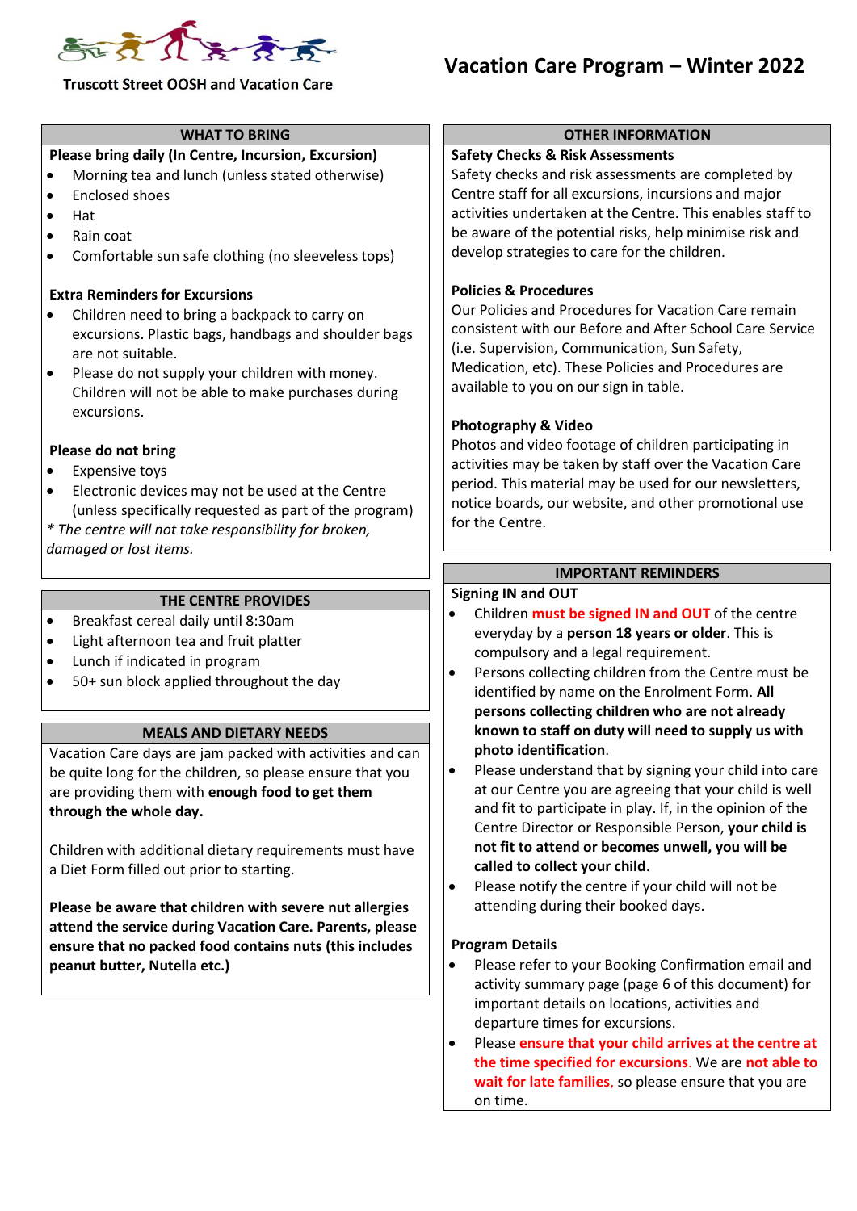Truscott Street OOSH and Vacation Care

# Vacation Care Program – Winter 2022

## WHAT TO BRING

**Please bring daily (In Centre, Incursion, Excursion)**

- Morning tea and lunch (unless stated otherwise)
- Enclosed shoes
- Hat
- Rain coat
- Comfortable sun safe clothing (no sleeveless tops)

**Extra Reminders for Excursions**

- Children need to bring a backpack to carry on excursions. Plastic bags, handbags and shoulder bags are not suitable.
- Please do not supply your children with money. Children will not be able to make purchases during excursions.

**Please do not bring**

- Expensive toys
- Electronic devices may not be used at the Centre (unless specifically requested as part of the program)

*\* The centre will not take responsibility for broken, damaged or lost items.*

## THE CENTRE PROVIDES

- Breakfast cereal daily until 8:30am
- Light afternoon tea and fruit platter
- Lunch if indicated in program
- 50+ sun block applied throughout the day

## MEALS AND DIETARY NEEDS

Vacation Care days are jam packed with activities and can be quite long for the children, so please ensure that you are providing them with **enough food to get them through the whole day.**

Children with additional dietary requirements must have a Diet Form filled out prior to starting.

**Please be aware that children with severe nut allergies attend the service during Vacation Care. Parents, please ensure that no packed food contains nuts (this includes peanut butter, Nutella etc.)**

## OTHER INFORMATION

**Safety Checks & Risk Assessments**

Safety checks and risk assessments are completed by Centre staff for all excursions, incursions and major activities undertaken at the Centre. This enables staff to be aware of the potential risks, help minimise risk and develop strategies to care for the children.

**Policies & Procedures**

Our Policies and Procedures for Vacation Care remain consistent with our Before and After School Care Service (i.e. Supervision, Communication, Sun Safety, Medication, etc). These Policies and Procedures are available to you on our sign in table.

**Photography & Video**

Photos and video footage of children participating in activities may be taken by staff over the Vacation Care period. This material may be used for our newsletters, notice boards, our website, and other promotional use for the Centre.

## IMPORTANT REMINDERS

**Signing IN and OUT**

- Children **must be signed IN and OUT** of the centre everyday by a **person 18 years or older**. This is compulsory and a legal requirement.
- Persons collecting children from the Centre must be identified by name on the Enrolment Form. **All persons collecting children who are not already known to staff on duty will need to supply us with photo identification**.
- Please understand that by signing your child into care at our Centre you are agreeing that your child is well and fit to participate in play. If, in the opinion of the Centre Director or Responsible Person, **your child is not fit to attend or becomes unwell, you will be called to collect your child**.
- Please notify the centre if your child will not be attending during their booked days.

**Program Details**

- Please refer to your Booking Confirmation email and activity summary page (page 6 of this document) for important details on locations, activities and departure times for excursions.
- Please **ensure that your child arrives at the centre at the time specified for excursions**. We are **not able to wait for late families**, so please ensure that you are on time.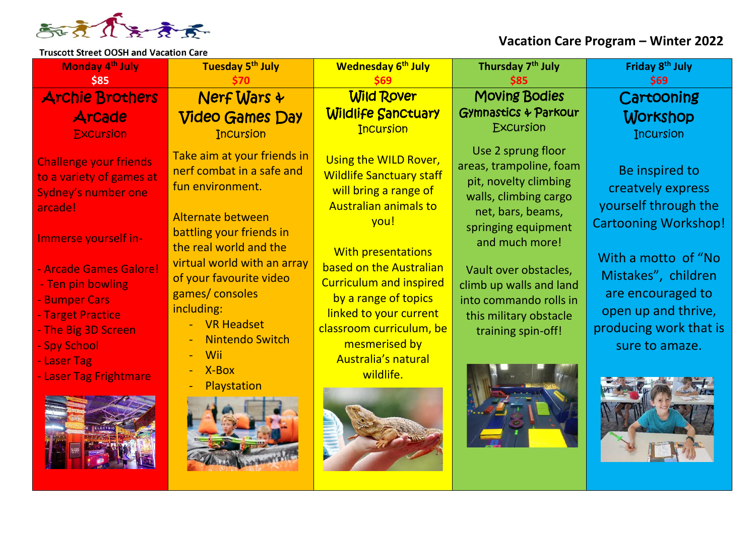Truscott Street OOSH and Vacation Care

# Vacation Care Program – Winter 2022

| Monday 4th July $85 | Tuesday 5th July $70 | Wednesday 6th July $69 | Thursday 7th July $85 | Friday 8th July $69 |
|---|---|---|---|---|
| **Archie Brothers Arcade** Excursion | **Nerf Wars & Video Games Day** Incursion | **Wild Rover Wildlife Sanctuary** Incursion | **Moving Bodies Gymnastics & Parkour** Excursion | **Cartooning Workshop** Incursion |
| Challenge your friends to a variety of games at Sydney's number one arcade!<br><br>Immerse yourself in-<br><br>- Arcade Games Galore!<br>- Ten pin bowling<br>- Bumper Cars<br>- Target Practice<br>- The Big 3D Screen<br>- Spy School<br>- Laser Tag<br>- Laser Tag Frightmare | Take aim at your friends in nerf combat in a safe and fun environment.<br><br>Alternate between battling your friends in the real world and the virtual world with an array of your favourite video games/ consoles including:<br>- VR Headset<br>- Nintendo Switch<br>- Wii<br>- X-Box<br>- Playstation | Using the WILD Rover, Wildlife Sanctuary staff will bring a range of Australian animals to you!<br><br>With presentations based on the Australian Curriculum and inspired by a range of topics linked to your current classroom curriculum, be mesmerised by Australia's natural wildlife. | Use 2 sprung floor areas, trampoline, foam pit, novelty climbing walls, climbing cargo net, bars, beams, springing equipment and much more!<br><br>Vault over obstacles, climb up walls and land into commando rolls in this military obstacle training spin-off! | Be inspired to creatvely express yourself through the Cartooning Workshop!<br><br>With a motto of "No Mistakes", children are encouraged to open up and thrive, producing work that is sure to amaze. |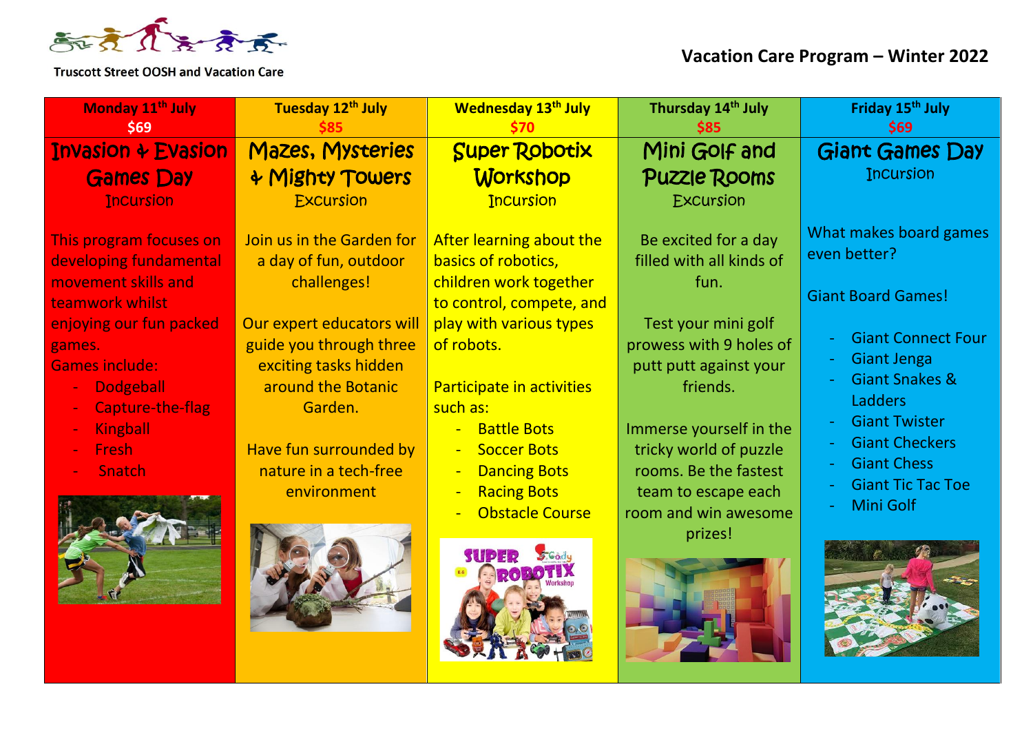Truscott Street OOSH and Vacation Care

# Vacation Care Program – Winter 2022

## Monday 11th July — $69

### Invasion & Evasion Games Day

Incursion

This program focuses on developing fundamental movement skills and teamwork whilst enjoying our fun packed games.

Games include:

- Dodgeball
- Capture-the-flag
- Kingball
- Fresh
- Snatch

## Tuesday 12th July — $85

### Mazes, Mysteries & Mighty Towers

Excursion

Join us in the Garden for a day of fun, outdoor challenges!

Our expert educators will guide you through three exciting tasks hidden around the Botanic Garden.

Have fun surrounded by nature in a tech-free environment

## Wednesday 13th July — $70

### Super Robotix Workshop

Incursion

After learning about the basics of robotics, children work together to control, compete, and play with various types of robots.

Participate in activities such as:

- Battle Bots
- Soccer Bots
- Dancing Bots
- Racing Bots
- Obstacle Course

## Thursday 14th July — $85

### Mini Golf and Puzzle Rooms

Excursion

Be excited for a day filled with all kinds of fun.

Test your mini golf prowess with 9 holes of putt putt against your friends.

Immerse yourself in the tricky world of puzzle rooms. Be the fastest team to escape each room and win awesome prizes!

## Friday 15th July — $69

### Giant Games Day

Incursion

What makes board games even better?

Giant Board Games!

- Giant Connect Four
- Giant Jenga
- Giant Snakes & Ladders
- Giant Twister
- Giant Checkers
- Giant Chess
- Giant Tic Tac Toe
- Mini Golf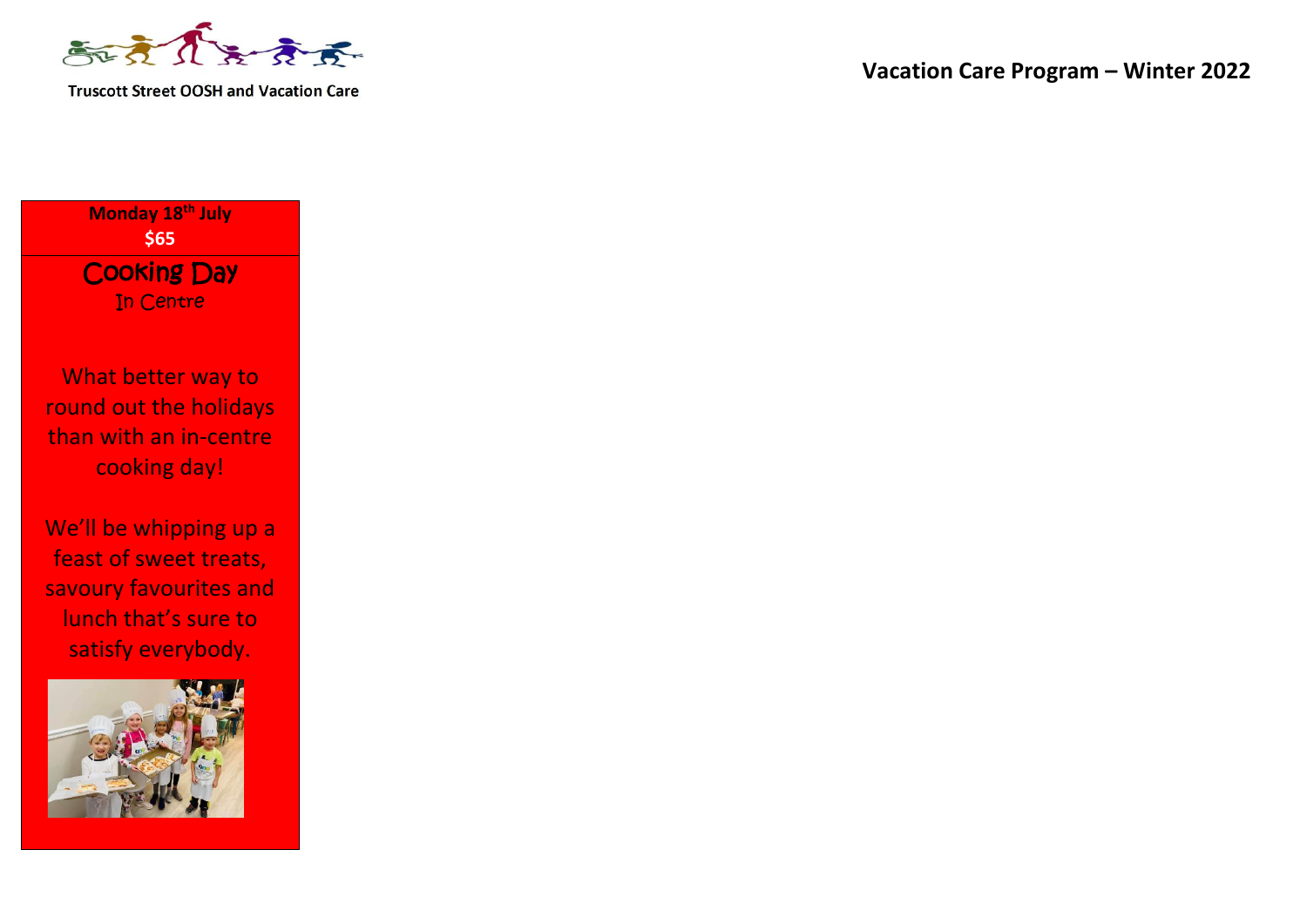Truscott Street OOSH and Vacation Care

## Vacation Care Program – Winter 2022

**Monday 18th July**
**$65**

### Cooking Day
In Centre

What better way to round out the holidays than with an in-centre cooking day!

We'll be whipping up a feast of sweet treats, savoury favourites and lunch that's sure to satisfy everybody.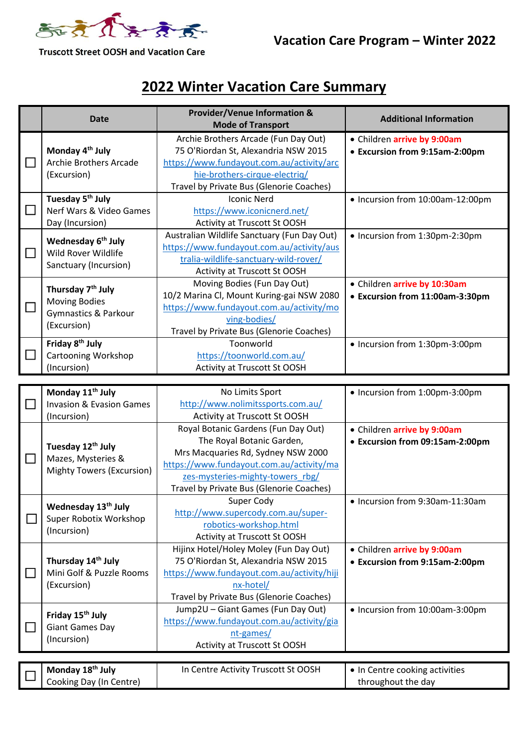Truscott Street OOSH and Vacation Care

## Vacation Care Program – Winter 2022

# 2022 Winter Vacation Care Summary

| | Date | Provider/Venue Information & Mode of Transport | Additional Information |
|---|---|---|---|
| ☐ | **Monday 4th July** Archie Brothers Arcade (Excursion) | Archie Brothers Arcade (Fun Day Out) 75 O'Riordan St, Alexandria NSW 2015 https://www.fundayout.com.au/activity/archie-brothers-cirque-electriq/ Travel by Private Bus (Glenorie Coaches) | • Children **arrive by 9:00am** • **Excursion from 9:15am-2:00pm** |
| ☐ | **Tuesday 5th July** Nerf Wars & Video Games Day (Incursion) | Iconic Nerd https://www.iconicnerd.net/ Activity at Truscott St OOSH | • Incursion from 10:00am-12:00pm |
| ☐ | **Wednesday 6th July** Wild Rover Wildlife Sanctuary (Incursion) | Australian Wildlife Sanctuary (Fun Day Out) https://www.fundayout.com.au/activity/australia-wildlife-sanctuary-wild-rover/ Activity at Truscott St OOSH | • Incursion from 1:30pm-2:30pm |
| ☐ | **Thursday 7th July** Moving Bodies Gymnastics & Parkour (Excursion) | Moving Bodies (Fun Day Out) 10/2 Marina Cl, Mount Kuring-gai NSW 2080 https://www.fundayout.com.au/activity/moving-bodies/ Travel by Private Bus (Glenorie Coaches) | • Children **arrive by 10:30am** • **Excursion from 11:00am-3:30pm** |
| ☐ | **Friday 8th July** Cartooning Workshop (Incursion) | Toonworld https://toonworld.com.au/ Activity at Truscott St OOSH | • Incursion from 1:30pm-3:00pm |
| ☐ | **Monday 11th July** Invasion & Evasion Games (Incursion) | No Limits Sport http://www.nolimitssports.com.au/ Activity at Truscott St OOSH | • Incursion from 1:00pm-3:00pm |
| ☐ | **Tuesday 12th July** Mazes, Mysteries & Mighty Towers (Excursion) | Royal Botanic Gardens (Fun Day Out) The Royal Botanic Garden, Mrs Macquaries Rd, Sydney NSW 2000 https://www.fundayout.com.au/activity/mazes-mysteries-mighty-towers_rbg/ Travel by Private Bus (Glenorie Coaches) | • Children **arrive by 9:00am** • **Excursion from 09:15am-2:00pm** |
| ☐ | **Wednesday 13th July** Super Robotix Workshop (Incursion) | Super Cody http://www.supercody.com.au/super-robotics-workshop.html Activity at Truscott St OOSH | • Incursion from 9:30am-11:30am |
| ☐ | **Thursday 14th July** Mini Golf & Puzzle Rooms (Excursion) | Hijinx Hotel/Holey Moley (Fun Day Out) 75 O'Riordan St, Alexandria NSW 2015 https://www.fundayout.com.au/activity/hijinx-hotel/ Travel by Private Bus (Glenorie Coaches) | • Children **arrive by 9:00am** • **Excursion from 9:15am-2:00pm** |
| ☐ | **Friday 15th July** Giant Games Day (Incursion) | Jump2U – Giant Games (Fun Day Out) https://www.fundayout.com.au/activity/giant-games/ Activity at Truscott St OOSH | • Incursion from 10:00am-3:00pm |
| ☐ | **Monday 18th July** Cooking Day (In Centre) | In Centre Activity Truscott St OOSH | • In Centre cooking activities throughout the day |